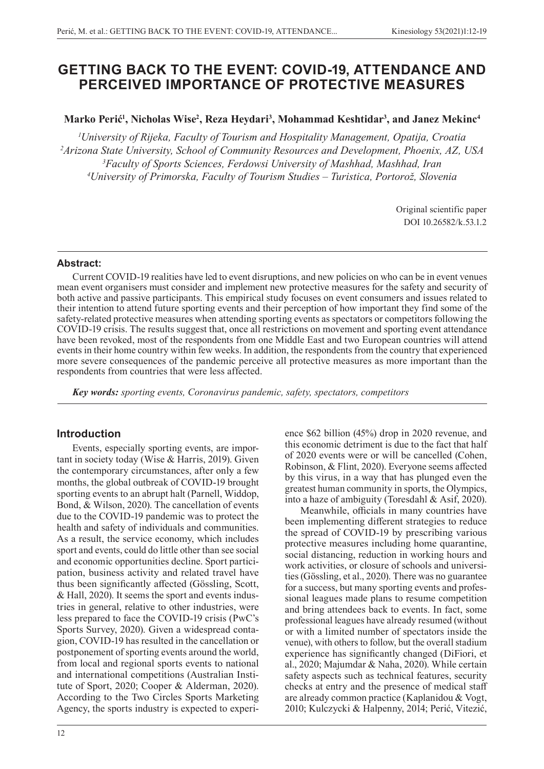# GETTING BACK TO THE EVENT: COVID-19, ATTENDANCE AND PERCEIVED IMPORTANCE OF PROTECTIVE MEASURES

**Marko Perić[1], Nicholas Wise[2], Reza Heydari[3], Mohammad Keshtidar[3], and Janez Mekinc[4]**

*[1]University of Rijeka, Faculty of Tourism and Hospitality Management, Opatija, Croatia*
*[2]Arizona State University, School of Community Resources and Development, Phoenix, AZ, USA*
*[3]Faculty of Sports Sciences, Ferdowsi University of Mashhad, Mashhad, Iran*
*[4]University of Primorska, Faculty of Tourism Studies – Turistica, Portorož, Slovenia*

Original scientific paper
DOI 10.26582/k.53.1.2

### Abstract:

Current COVID-19 realities have led to event disruptions, and new policies on who can be in event venues mean event organisers must consider and implement new protective measures for the safety and security of both active and passive participants. This empirical study focuses on event consumers and issues related to their intention to attend future sporting events and their perception of how important they find some of the safety-related protective measures when attending sporting events as spectators or competitors following the COVID-19 crisis. The results suggest that, once all restrictions on movement and sporting event attendance have been revoked, most of the respondents from one Middle East and two European countries will attend events in their home country within few weeks. In addition, the respondents from the country that experienced more severe consequences of the pandemic perceive all protective measures as more important than the respondents from countries that were less affected.

***Key words:*** *sporting events, Coronavirus pandemic, safety, spectators, competitors*

## Introduction

Events, especially sporting events, are important in society today (Wise & Harris, 2019). Given the contemporary circumstances, after only a few months, the global outbreak of COVID-19 brought sporting events to an abrupt halt (Parnell, Widdop, Bond, & Wilson, 2020). The cancellation of events due to the COVID-19 pandemic was to protect the health and safety of individuals and communities. As a result, the service economy, which includes sport and events, could do little other than see social and economic opportunities decline. Sport participation, business activity and related travel have thus been significantly affected (Gössling, Scott, & Hall, 2020). It seems the sport and events industries in general, relative to other industries, were less prepared to face the COVID-19 crisis (PwC's Sports Survey, 2020). Given a widespread contagion, COVID-19 has resulted in the cancellation or postponement of sporting events around the world, from local and regional sports events to national and international competitions (Australian Institute of Sport, 2020; Cooper & Alderman, 2020). According to the Two Circles Sports Marketing Agency, the sports industry is expected to experience \$62 billion (45%) drop in 2020 revenue, and this economic detriment is due to the fact that half of 2020 events were or will be cancelled (Cohen, Robinson, & Flint, 2020). Everyone seems affected by this virus, in a way that has plunged even the greatest human community in sports, the Olympics, into a haze of ambiguity (Toresdahl & Asif, 2020).

Meanwhile, officials in many countries have been implementing different strategies to reduce the spread of COVID-19 by prescribing various protective measures including home quarantine, social distancing, reduction in working hours and work activities, or closure of schools and universities (Gössling, et al., 2020). There was no guarantee for a success, but many sporting events and professional leagues made plans to resume competition and bring attendees back to events. In fact, some professional leagues have already resumed (without or with a limited number of spectators inside the venue), with others to follow, but the overall stadium experience has significantly changed (DiFiori, et al., 2020; Majumdar & Naha, 2020). While certain safety aspects such as technical features, security checks at entry and the presence of medical staff are already common practice (Kaplanidou & Vogt, 2010; Kulczycki & Halpenny, 2014; Perić, Vitezić,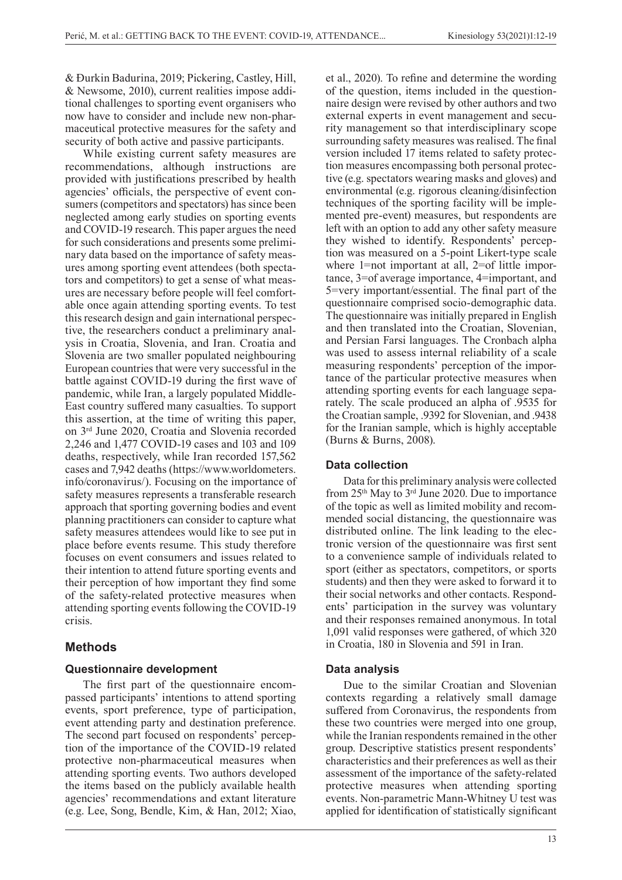& Đurkin Badurina, 2019; Pickering, Castley, Hill, & Newsome, 2010), current realities impose additional challenges to sporting event organisers who now have to consider and include new non-pharmaceutical protective measures for the safety and security of both active and passive participants.

While existing current safety measures are recommendations, although instructions are provided with justifications prescribed by health agencies' officials, the perspective of event consumers (competitors and spectators) has since been neglected among early studies on sporting events and COVID-19 research. This paper argues the need for such considerations and presents some preliminary data based on the importance of safety measures among sporting event attendees (both spectators and competitors) to get a sense of what measures are necessary before people will feel comfortable once again attending sporting events. To test this research design and gain international perspective, the researchers conduct a preliminary analysis in Croatia, Slovenia, and Iran. Croatia and Slovenia are two smaller populated neighbouring European countries that were very successful in the battle against COVID-19 during the first wave of pandemic, while Iran, a largely populated Middle-East country suffered many casualties. To support this assertion, at the time of writing this paper, on 3rd June 2020, Croatia and Slovenia recorded 2,246 and 1,477 COVID-19 cases and 103 and 109 deaths, respectively, while Iran recorded 157,562 cases and 7,942 deaths (https://www.worldometers.info/coronavirus/). Focusing on the importance of safety measures represents a transferable research approach that sporting governing bodies and event planning practitioners can consider to capture what safety measures attendees would like to see put in place before events resume. This study therefore focuses on event consumers and issues related to their intention to attend future sporting events and their perception of how important they find some of the safety-related protective measures when attending sporting events following the COVID-19 crisis.

## Methods

### Questionnaire development

The first part of the questionnaire encompassed participants' intentions to attend sporting events, sport preference, type of participation, event attending party and destination preference. The second part focused on respondents' perception of the importance of the COVID-19 related protective non-pharmaceutical measures when attending sporting events. Two authors developed the items based on the publicly available health agencies' recommendations and extant literature (e.g. Lee, Song, Bendle, Kim, & Han, 2012; Xiao, et al., 2020). To refine and determine the wording of the question, items included in the questionnaire design were revised by other authors and two external experts in event management and security management so that interdisciplinary scope surrounding safety measures was realised. The final version included 17 items related to safety protection measures encompassing both personal protective (e.g. spectators wearing masks and gloves) and environmental (e.g. rigorous cleaning/disinfection techniques of the sporting facility will be implemented pre-event) measures, but respondents are left with an option to add any other safety measure they wished to identify. Respondents' perception was measured on a 5-point Likert-type scale where 1=not important at all, 2=of little importance, 3=of average importance, 4=important, and 5=very important/essential. The final part of the questionnaire comprised socio-demographic data. The questionnaire was initially prepared in English and then translated into the Croatian, Slovenian, and Persian Farsi languages. The Cronbach alpha was used to assess internal reliability of a scale measuring respondents' perception of the importance of the particular protective measures when attending sporting events for each language separately. The scale produced an alpha of .9535 for the Croatian sample, .9392 for Slovenian, and .9438 for the Iranian sample, which is highly acceptable (Burns & Burns, 2008).

### Data collection

Data for this preliminary analysis were collected from 25th May to 3rd June 2020. Due to importance of the topic as well as limited mobility and recommended social distancing, the questionnaire was distributed online. The link leading to the electronic version of the questionnaire was first sent to a convenience sample of individuals related to sport (either as spectators, competitors, or sports students) and then they were asked to forward it to their social networks and other contacts. Respondents' participation in the survey was voluntary and their responses remained anonymous. In total 1,091 valid responses were gathered, of which 320 in Croatia, 180 in Slovenia and 591 in Iran.

### Data analysis

Due to the similar Croatian and Slovenian contexts regarding a relatively small damage suffered from Coronavirus, the respondents from these two countries were merged into one group, while the Iranian respondents remained in the other group. Descriptive statistics present respondents' characteristics and their preferences as well as their assessment of the importance of the safety-related protective measures when attending sporting events. Non-parametric Mann-Whitney U test was applied for identification of statistically significant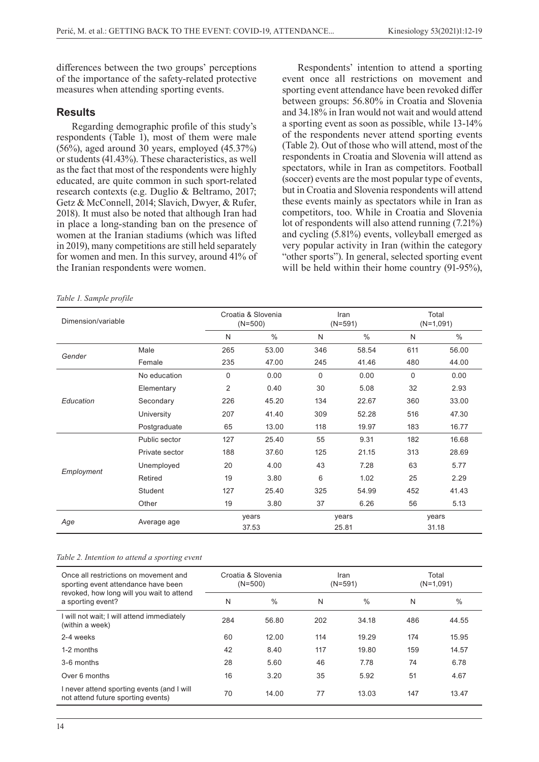differences between the two groups' perceptions of the importance of the safety-related protective measures when attending sporting events.

## Results

Regarding demographic profile of this study's respondents (Table 1), most of them were male (56%), aged around 30 years, employed (45.37%) or students (41.43%). These characteristics, as well as the fact that most of the respondents were highly educated, are quite common in such sport-related research contexts (e.g. Duglio & Beltramo, 2017; Getz & McConnell, 2014; Slavich, Dwyer, & Rufer, 2018). It must also be noted that although Iran had in place a long-standing ban on the presence of women at the Iranian stadiums (which was lifted in 2019), many competitions are still held separately for women and men. In this survey, around 41% of the Iranian respondents were women.

Respondents' intention to attend a sporting event once all restrictions on movement and sporting event attendance have been revoked differ between groups: 56.80% in Croatia and Slovenia and 34.18% in Iran would not wait and would attend a sporting event as soon as possible, while 13-14% of the respondents never attend sporting events (Table 2). Out of those who will attend, most of the respondents in Croatia and Slovenia will attend as spectators, while in Iran as competitors. Football (soccer) events are the most popular type of events, but in Croatia and Slovenia respondents will attend these events mainly as spectators while in Iran as competitors, too. While in Croatia and Slovenia lot of respondents will also attend running (7.21%) and cycling (5.81%) events, volleyball emerged as very popular activity in Iran (within the category "other sports"). In general, selected sporting event will be held within their home country (91-95%),

*Table 1. Sample profile*

| Dimension/variable | | Croatia & Slovenia (N=500) | | Iran (N=591) | | Total (N=1,091) | |
|---|---|---|---|---|---|---|---|
| | | N | % | N | % | N | % |
| *Gender* | Male | 265 | 53.00 | 346 | 58.54 | 611 | 56.00 |
| | Female | 235 | 47.00 | 245 | 41.46 | 480 | 44.00 |
| *Education* | No education | 0 | 0.00 | 0 | 0.00 | 0 | 0.00 |
| | Elementary | 2 | 0.40 | 30 | 5.08 | 32 | 2.93 |
| | Secondary | 226 | 45.20 | 134 | 22.67 | 360 | 33.00 |
| | University | 207 | 41.40 | 309 | 52.28 | 516 | 47.30 |
| | Postgraduate | 65 | 13.00 | 118 | 19.97 | 183 | 16.77 |
| *Employment* | Public sector | 127 | 25.40 | 55 | 9.31 | 182 | 16.68 |
| | Private sector | 188 | 37.60 | 125 | 21.15 | 313 | 28.69 |
| | Unemployed | 20 | 4.00 | 43 | 7.28 | 63 | 5.77 |
| | Retired | 19 | 3.80 | 6 | 1.02 | 25 | 2.29 |
| | Student | 127 | 25.40 | 325 | 54.99 | 452 | 41.43 |
| | Other | 19 | 3.80 | 37 | 6.26 | 56 | 5.13 |
| *Age* | Average age | years 37.53 | | years 25.81 | | years 31.18 | |

*Table 2. Intention to attend a sporting event*

| Once all restrictions on movement and sporting event attendance have been revoked, how long will you wait to attend a sporting event? | Croatia & Slovenia (N=500) | | Iran (N=591) | | Total (N=1,091) | |
|---|---|---|---|---|---|---|
| | N | % | N | % | N | % |
| I will not wait; I will attend immediately (within a week) | 284 | 56.80 | 202 | 34.18 | 486 | 44.55 |
| 2-4 weeks | 60 | 12.00 | 114 | 19.29 | 174 | 15.95 |
| 1-2 months | 42 | 8.40 | 117 | 19.80 | 159 | 14.57 |
| 3-6 months | 28 | 5.60 | 46 | 7.78 | 74 | 6.78 |
| Over 6 months | 16 | 3.20 | 35 | 5.92 | 51 | 4.67 |
| I never attend sporting events (and I will not attend future sporting events) | 70 | 14.00 | 77 | 13.03 | 147 | 13.47 |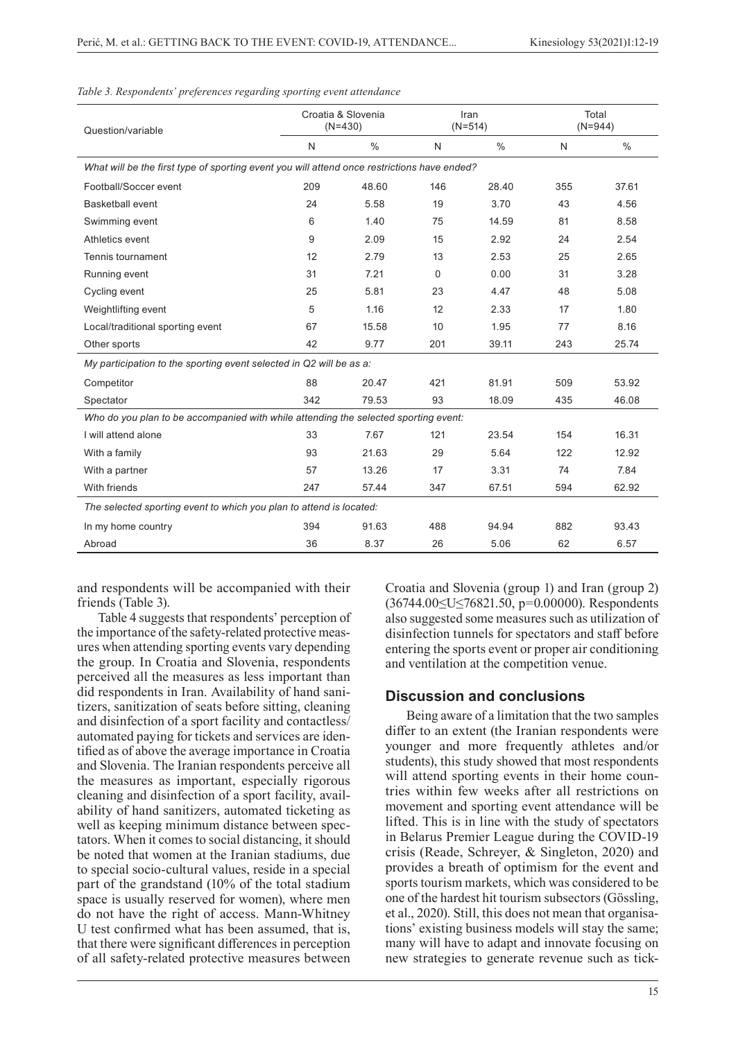*Table 3. Respondents' preferences regarding sporting event attendance*

| Question/variable | Croatia & Slovenia (N=430) | | Iran (N=514) | | Total (N=944) | |
|---|---|---|---|---|---|---|
| | N | % | N | % | N | % |
| *What will be the first type of sporting event you will attend once restrictions have ended?* | | | | | | |
| Football/Soccer event | 209 | 48.60 | 146 | 28.40 | 355 | 37.61 |
| Basketball event | 24 | 5.58 | 19 | 3.70 | 43 | 4.56 |
| Swimming event | 6 | 1.40 | 75 | 14.59 | 81 | 8.58 |
| Athletics event | 9 | 2.09 | 15 | 2.92 | 24 | 2.54 |
| Tennis tournament | 12 | 2.79 | 13 | 2.53 | 25 | 2.65 |
| Running event | 31 | 7.21 | 0 | 0.00 | 31 | 3.28 |
| Cycling event | 25 | 5.81 | 23 | 4.47 | 48 | 5.08 |
| Weightlifting event | 5 | 1.16 | 12 | 2.33 | 17 | 1.80 |
| Local/traditional sporting event | 67 | 15.58 | 10 | 1.95 | 77 | 8.16 |
| Other sports | 42 | 9.77 | 201 | 39.11 | 243 | 25.74 |
| *My participation to the sporting event selected in Q2 will be as a:* | | | | | | |
| Competitor | 88 | 20.47 | 421 | 81.91 | 509 | 53.92 |
| Spectator | 342 | 79.53 | 93 | 18.09 | 435 | 46.08 |
| *Who do you plan to be accompanied with while attending the selected sporting event:* | | | | | | |
| I will attend alone | 33 | 7.67 | 121 | 23.54 | 154 | 16.31 |
| With a family | 93 | 21.63 | 29 | 5.64 | 122 | 12.92 |
| With a partner | 57 | 13.26 | 17 | 3.31 | 74 | 7.84 |
| With friends | 247 | 57.44 | 347 | 67.51 | 594 | 62.92 |
| *The selected sporting event to which you plan to attend is located:* | | | | | | |
| In my home country | 394 | 91.63 | 488 | 94.94 | 882 | 93.43 |
| Abroad | 36 | 8.37 | 26 | 5.06 | 62 | 6.57 |

and respondents will be accompanied with their friends (Table 3).

Table 4 suggests that respondents' perception of the importance of the safety-related protective measures when attending sporting events vary depending the group. In Croatia and Slovenia, respondents perceived all the measures as less important than did respondents in Iran. Availability of hand sanitizers, sanitization of seats before sitting, cleaning and disinfection of a sport facility and contactless/automated paying for tickets and services are identified as of above the average importance in Croatia and Slovenia. The Iranian respondents perceive all the measures as important, especially rigorous cleaning and disinfection of a sport facility, availability of hand sanitizers, automated ticketing as well as keeping minimum distance between spectators. When it comes to social distancing, it should be noted that women at the Iranian stadiums, due to special socio-cultural values, reside in a special part of the grandstand (10% of the total stadium space is usually reserved for women), where men do not have the right of access. Mann-Whitney U test confirmed what has been assumed, that is, that there were significant differences in perception of all safety-related protective measures between Croatia and Slovenia (group 1) and Iran (group 2) ($36744.00 \leq U \leq 76821.50$, $p=0.00000$). Respondents also suggested some measures such as utilization of disinfection tunnels for spectators and staff before entering the sports event or proper air conditioning and ventilation at the competition venue.

## Discussion and conclusions

Being aware of a limitation that the two samples differ to an extent (the Iranian respondents were younger and more frequently athletes and/or students), this study showed that most respondents will attend sporting events in their home countries within few weeks after all restrictions on movement and sporting event attendance will be lifted. This is in line with the study of spectators in Belarus Premier League during the COVID-19 crisis (Reade, Schreyer, & Singleton, 2020) and provides a breath of optimism for the event and sports tourism markets, which was considered to be one of the hardest hit tourism subsectors (Gössling, et al., 2020). Still, this does not mean that organisations' existing business models will stay the same; many will have to adapt and innovate focusing on new strategies to generate revenue such as tick-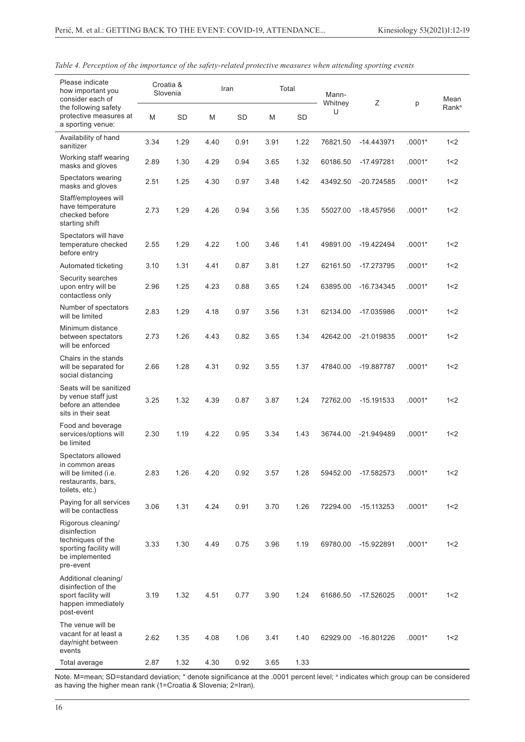*Table 4. Perception of the importance of the safety-related protective measures when attending sporting events*

| Please indicate how important you consider each of the following safety protective measures at a sporting venue: | Croatia & Slovenia | | Iran | | Total | | Mann-Whitney U | Z | p | Mean Rank[a] |
|---|---|---|---|---|---|---|---|---|---|---|
| | M | SD | M | SD | M | SD | | | | |
| Availability of hand sanitizer | 3.34 | 1.29 | 4.40 | 0.91 | 3.91 | 1.22 | 76821.50 | -14.443971 | .0001* | 1<2 |
| Working staff wearing masks and gloves | 2.89 | 1.30 | 4.29 | 0.94 | 3.65 | 1.32 | 60186.50 | -17.497281 | .0001* | 1<2 |
| Spectators wearing masks and gloves | 2.51 | 1.25 | 4.30 | 0.97 | 3.48 | 1.42 | 43492.50 | -20.724585 | .0001* | 1<2 |
| Staff/employees will have temperature checked before starting shift | 2.73 | 1.29 | 4.26 | 0.94 | 3.56 | 1.35 | 55027.00 | -18.457956 | .0001* | 1<2 |
| Spectators will have temperature checked before entry | 2.55 | 1.29 | 4.22 | 1.00 | 3.46 | 1.41 | 49891.00 | -19.422494 | .0001* | 1<2 |
| Automated ticketing | 3.10 | 1.31 | 4.41 | 0.87 | 3.81 | 1.27 | 62161.50 | -17.273795 | .0001* | 1<2 |
| Security searches upon entry will be contactless only | 2.96 | 1.25 | 4.23 | 0.88 | 3.65 | 1.24 | 63895.00 | -16.734345 | .0001* | 1<2 |
| Number of spectators will be limited | 2.83 | 1.29 | 4.18 | 0.97 | 3.56 | 1.31 | 62134.00 | -17.035986 | .0001* | 1<2 |
| Minimum distance between spectators will be enforced | 2.73 | 1.26 | 4.43 | 0.82 | 3.65 | 1.34 | 42642.00 | -21.019835 | .0001* | 1<2 |
| Chairs in the stands will be separated for social distancing | 2.66 | 1.28 | 4.31 | 0.92 | 3.55 | 1.37 | 47840.00 | -19.887787 | .0001* | 1<2 |
| Seats will be sanitized by venue staff just before an attendee sits in their seat | 3.25 | 1.32 | 4.39 | 0.87 | 3.87 | 1.24 | 72762.00 | -15.191533 | .0001* | 1<2 |
| Food and beverage services/options will be limited | 2.30 | 1.19 | 4.22 | 0.95 | 3.34 | 1.43 | 36744.00 | -21.949489 | .0001* | 1<2 |
| Spectators allowed in common areas will be limited (i.e. restaurants, bars, toilets, etc.) | 2.83 | 1.26 | 4.20 | 0.92 | 3.57 | 1.28 | 59452.00 | -17.582573 | .0001* | 1<2 |
| Paying for all services will be contactless | 3.06 | 1.31 | 4.24 | 0.91 | 3.70 | 1.26 | 72294.00 | -15.113253 | .0001* | 1<2 |
| Rigorous cleaning/disinfection techniques of the sporting facility will be implemented pre-event | 3.33 | 1.30 | 4.49 | 0.75 | 3.96 | 1.19 | 69780.00 | -15.922891 | .0001* | 1<2 |
| Additional cleaning/disinfection of the sport facility will happen immediately post-event | 3.19 | 1.32 | 4.51 | 0.77 | 3.90 | 1.24 | 61686.50 | -17.526025 | .0001* | 1<2 |
| The venue will be vacant for at least a day/night between events | 2.62 | 1.35 | 4.08 | 1.06 | 3.41 | 1.40 | 62929.00 | -16.801226 | .0001* | 1<2 |
| Total average | 2.87 | 1.32 | 4.30 | 0.92 | 3.65 | 1.33 | | | | |

Note. M=mean; SD=standard deviation; * denote significance at the .0001 percent level; [a] indicates which group can be considered as having the higher mean rank (1=Croatia & Slovenia; 2=Iran).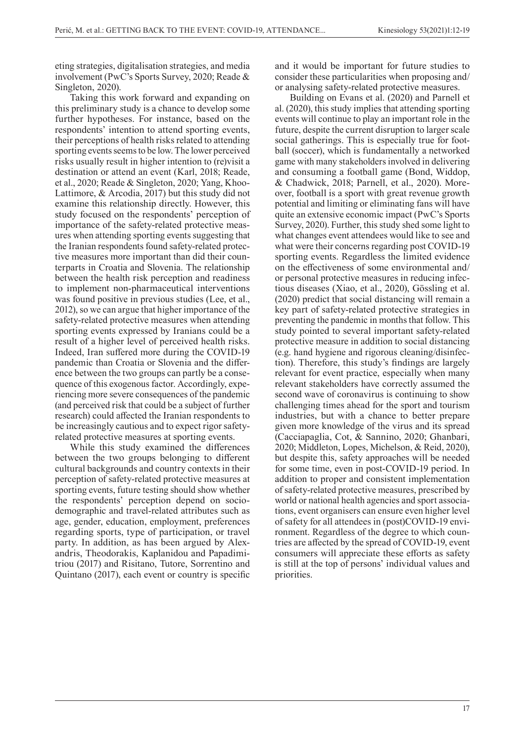eting strategies, digitalisation strategies, and media involvement (PwC's Sports Survey, 2020; Reade & Singleton, 2020).

Taking this work forward and expanding on this preliminary study is a chance to develop some further hypotheses. For instance, based on the respondents' intention to attend sporting events, their perceptions of health risks related to attending sporting events seems to be low. The lower perceived risks usually result in higher intention to (re)visit a destination or attend an event (Karl, 2018; Reade, et al., 2020; Reade & Singleton, 2020; Yang, Khoo-Lattimore, & Arcodia, 2017) but this study did not examine this relationship directly. However, this study focused on the respondents' perception of importance of the safety-related protective measures when attending sporting events suggesting that the Iranian respondents found safety-related protective measures more important than did their counterparts in Croatia and Slovenia. The relationship between the health risk perception and readiness to implement non-pharmaceutical interventions was found positive in previous studies (Lee, et al., 2012), so we can argue that higher importance of the safety-related protective measures when attending sporting events expressed by Iranians could be a result of a higher level of perceived health risks. Indeed, Iran suffered more during the COVID-19 pandemic than Croatia or Slovenia and the difference between the two groups can partly be a consequence of this exogenous factor. Accordingly, experiencing more severe consequences of the pandemic (and perceived risk that could be a subject of further research) could affected the Iranian respondents to be increasingly cautious and to expect rigor safety-related protective measures at sporting events.

While this study examined the differences between the two groups belonging to different cultural backgrounds and country contexts in their perception of safety-related protective measures at sporting events, future testing should show whether the respondents' perception depend on socio-demographic and travel-related attributes such as age, gender, education, employment, preferences regarding sports, type of participation, or travel party. In addition, as has been argued by Alexandris, Theodorakis, Kaplanidou and Papadimitriou (2017) and Risitano, Tutore, Sorrentino and Quintano (2017), each event or country is specific and it would be important for future studies to consider these particularities when proposing and/or analysing safety-related protective measures.

Building on Evans et al. (2020) and Parnell et al. (2020), this study implies that attending sporting events will continue to play an important role in the future, despite the current disruption to larger scale social gatherings. This is especially true for football (soccer), which is fundamentally a networked game with many stakeholders involved in delivering and consuming a football game (Bond, Widdop, & Chadwick, 2018; Parnell, et al., 2020). Moreover, football is a sport with great revenue growth potential and limiting or eliminating fans will have quite an extensive economic impact (PwC's Sports Survey, 2020). Further, this study shed some light to what changes event attendees would like to see and what were their concerns regarding post COVID-19 sporting events. Regardless the limited evidence on the effectiveness of some environmental and/or personal protective measures in reducing infectious diseases (Xiao, et al., 2020), Gössling et al. (2020) predict that social distancing will remain a key part of safety-related protective strategies in preventing the pandemic in months that follow. This study pointed to several important safety-related protective measure in addition to social distancing (e.g. hand hygiene and rigorous cleaning/disinfection). Therefore, this study's findings are largely relevant for event practice, especially when many relevant stakeholders have correctly assumed the second wave of coronavirus is continuing to show challenging times ahead for the sport and tourism industries, but with a chance to better prepare given more knowledge of the virus and its spread (Cacciapaglia, Cot, & Sannino, 2020; Ghanbari, 2020; Middleton, Lopes, Michelson, & Reid, 2020), but despite this, safety approaches will be needed for some time, even in post-COVID-19 period. In addition to proper and consistent implementation of safety-related protective measures, prescribed by world or national health agencies and sport associations, event organisers can ensure even higher level of safety for all attendees in (post)COVID-19 environment. Regardless of the degree to which countries are affected by the spread of COVID-19, event consumers will appreciate these efforts as safety is still at the top of persons' individual values and priorities.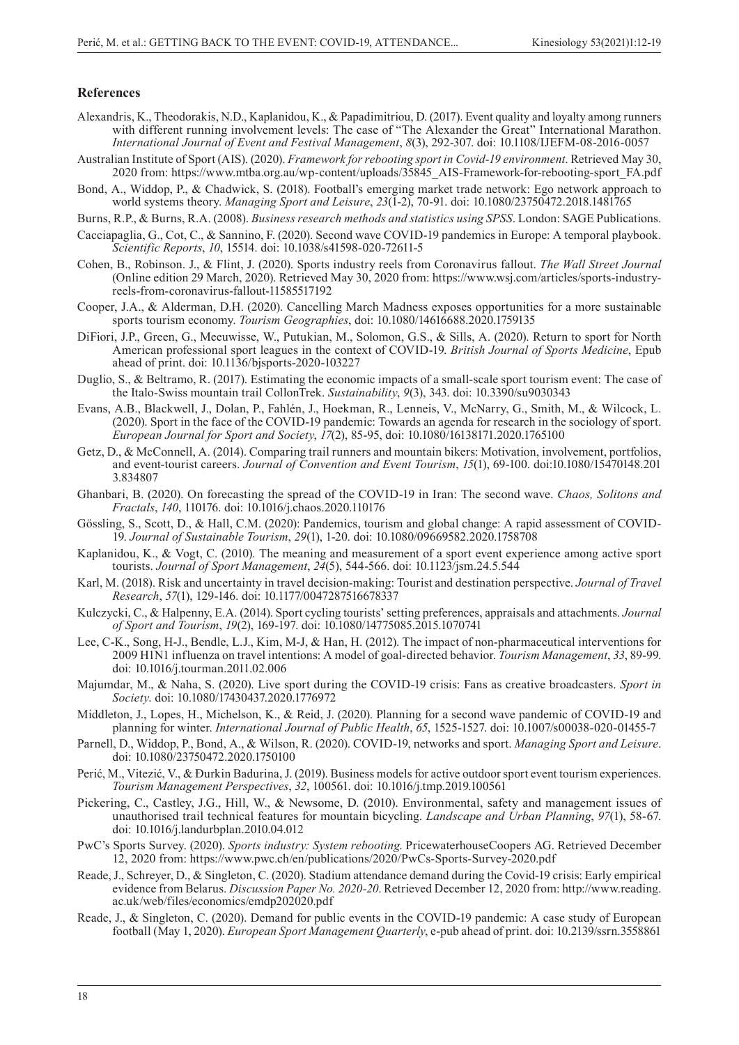## References

Alexandris, K., Theodorakis, N.D., Kaplanidou, K., & Papadimitriou, D. (2017). Event quality and loyalty among runners with different running involvement levels: The case of "The Alexander the Great" International Marathon. *International Journal of Event and Festival Management*, *8*(3), 292-307. doi: 10.1108/IJEFM-08-2016-0057

Australian Institute of Sport (AIS). (2020). *Framework for rebooting sport in Covid-19 environment*. Retrieved May 30, 2020 from: https://www.mtba.org.au/wp-content/uploads/35845_AIS-Framework-for-rebooting-sport_FA.pdf

Bond, A., Widdop, P., & Chadwick, S. (2018). Football's emerging market trade network: Ego network approach to world systems theory. *Managing Sport and Leisure*, *23*(1-2), 70-91. doi: 10.1080/23750472.2018.1481765

Burns, R.P., & Burns, R.A. (2008). *Business research methods and statistics using SPSS*. London: SAGE Publications.

Cacciapaglia, G., Cot, C., & Sannino, F. (2020). Second wave COVID-19 pandemics in Europe: A temporal playbook. *Scientific Reports*, *10*, 15514. doi: 10.1038/s41598-020-72611-5

Cohen, B., Robinson. J., & Flint, J. (2020). Sports industry reels from Coronavirus fallout. *The Wall Street Journal* (Online edition 29 March, 2020). Retrieved May 30, 2020 from: https://www.wsj.com/articles/sports-industry-reels-from-coronavirus-fallout-11585517192

Cooper, J.A., & Alderman, D.H. (2020). Cancelling March Madness exposes opportunities for a more sustainable sports tourism economy. *Tourism Geographies*, doi: 10.1080/14616688.2020.1759135

DiFiori, J.P., Green, G., Meeuwisse, W., Putukian, M., Solomon, G.S., & Sills, A. (2020). Return to sport for North American professional sport leagues in the context of COVID-19. *British Journal of Sports Medicine*, Epub ahead of print. doi: 10.1136/bjsports-2020-103227

Duglio, S., & Beltramo, R. (2017). Estimating the economic impacts of a small-scale sport tourism event: The case of the Italo-Swiss mountain trail CollonTrek. *Sustainability*, *9*(3), 343. doi: 10.3390/su9030343

Evans, A.B., Blackwell, J., Dolan, P., Fahlén, J., Hoekman, R., Lenneis, V., McNarry, G., Smith, M., & Wilcock, L. (2020). Sport in the face of the COVID-19 pandemic: Towards an agenda for research in the sociology of sport. *European Journal for Sport and Society*, *17*(2), 85-95, doi: 10.1080/16138171.2020.1765100

Getz, D., & McConnell, A. (2014). Comparing trail runners and mountain bikers: Motivation, involvement, portfolios, and event-tourist careers. *Journal of Convention and Event Tourism*, *15*(1), 69-100. doi:10.1080/15470148.2013.834807

Ghanbari, B. (2020). On forecasting the spread of the COVID-19 in Iran: The second wave. *Chaos, Solitons and Fractals*, *140*, 110176. doi: 10.1016/j.chaos.2020.110176

Gössling, S., Scott, D., & Hall, C.M. (2020): Pandemics, tourism and global change: A rapid assessment of COVID-19. *Journal of Sustainable Tourism*, *29*(1), 1-20. doi: 10.1080/09669582.2020.1758708

Kaplanidou, K., & Vogt, C. (2010). The meaning and measurement of a sport event experience among active sport tourists. *Journal of Sport Management*, *24*(5), 544-566. doi: 10.1123/jsm.24.5.544

Karl, M. (2018). Risk and uncertainty in travel decision-making: Tourist and destination perspective. *Journal of Travel Research*, *57*(1), 129-146. doi: 10.1177/0047287516678337

Kulczycki, C., & Halpenny, E.A. (2014). Sport cycling tourists' setting preferences, appraisals and attachments. *Journal of Sport and Tourism*, *19*(2), 169-197. doi: 10.1080/14775085.2015.1070741

Lee, C-K., Song, H-J., Bendle, L.J., Kim, M-J, & Han, H. (2012). The impact of non-pharmaceutical interventions for 2009 H1N1 influenza on travel intentions: A model of goal-directed behavior. *Tourism Management*, *33*, 89-99. doi: 10.1016/j.tourman.2011.02.006

Majumdar, M., & Naha, S. (2020). Live sport during the COVID-19 crisis: Fans as creative broadcasters. *Sport in Society.* doi: 10.1080/17430437.2020.1776972

Middleton, J., Lopes, H., Michelson, K., & Reid, J. (2020). Planning for a second wave pandemic of COVID-19 and planning for winter. *International Journal of Public Health*, *65*, 1525-1527. doi: 10.1007/s00038-020-01455-7

Parnell, D., Widdop, P., Bond, A., & Wilson, R. (2020). COVID-19, networks and sport. *Managing Sport and Leisure*. doi: 10.1080/23750472.2020.1750100

Perić, M., Vitezić, V., & Đurkin Badurina, J. (2019). Business models for active outdoor sport event tourism experiences. *Tourism Management Perspectives*, *32*, 100561. doi: 10.1016/j.tmp.2019.100561

Pickering, C., Castley, J.G., Hill, W., & Newsome, D. (2010). Environmental, safety and management issues of unauthorised trail technical features for mountain bicycling. *Landscape and Urban Planning*, *97*(1), 58-67. doi: 10.1016/j.landurbplan.2010.04.012

PwC's Sports Survey. (2020). *Sports industry: System rebooting*. PricewaterhouseCoopers AG. Retrieved December 12, 2020 from: https://www.pwc.ch/en/publications/2020/PwCs-Sports-Survey-2020.pdf

Reade, J., Schreyer, D., & Singleton, C. (2020). Stadium attendance demand during the Covid-19 crisis: Early empirical evidence from Belarus. *Discussion Paper No. 2020-20*. Retrieved December 12, 2020 from: http://www.reading.ac.uk/web/files/economics/emdp202020.pdf

Reade, J., & Singleton, C. (2020). Demand for public events in the COVID-19 pandemic: A case study of European football (May 1, 2020). *European Sport Management Quarterly*, e-pub ahead of print. doi: 10.2139/ssrn.3558861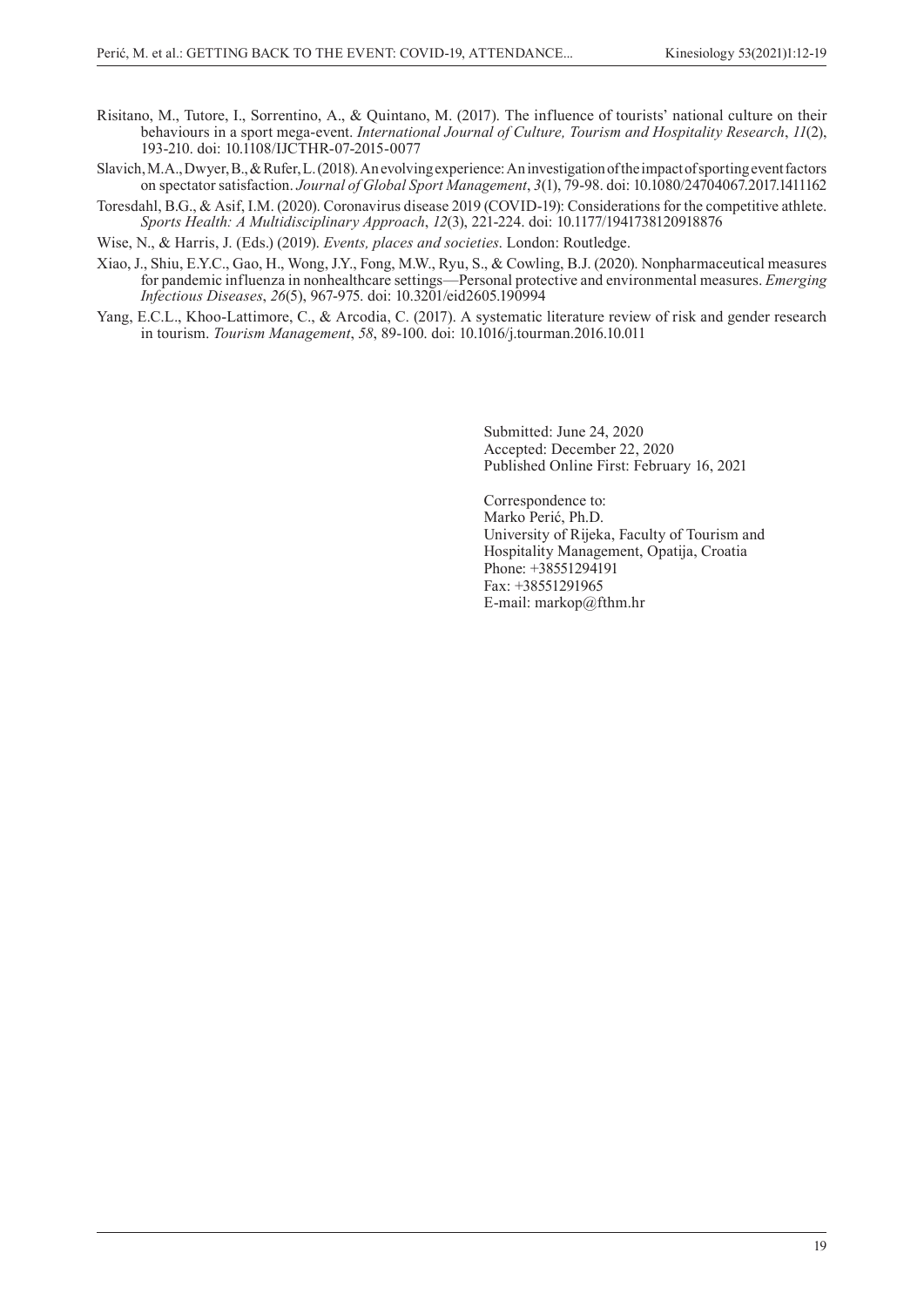Risitano, M., Tutore, I., Sorrentino, A., & Quintano, M. (2017). The influence of tourists' national culture on their behaviours in a sport mega-event. *International Journal of Culture, Tourism and Hospitality Research*, *11*(2), 193-210. doi: 10.1108/IJCTHR-07-2015-0077

Slavich, M.A., Dwyer, B., & Rufer, L. (2018). An evolving experience: An investigation of the impact of sporting event factors on spectator satisfaction. *Journal of Global Sport Management*, *3*(1), 79-98. doi: 10.1080/24704067.2017.1411162

Toresdahl, B.G., & Asif, I.M. (2020). Coronavirus disease 2019 (COVID-19): Considerations for the competitive athlete. *Sports Health: A Multidisciplinary Approach*, *12*(3), 221-224. doi: 10.1177/1941738120918876

Wise, N., & Harris, J. (Eds.) (2019). *Events, places and societies*. London: Routledge.

Xiao, J., Shiu, E.Y.C., Gao, H., Wong, J.Y., Fong, M.W., Ryu, S., & Cowling, B.J. (2020). Nonpharmaceutical measures for pandemic influenza in nonhealthcare settings—Personal protective and environmental measures. *Emerging Infectious Diseases*, *26*(5), 967-975. doi: 10.3201/eid2605.190994

Yang, E.C.L., Khoo-Lattimore, C., & Arcodia, C. (2017). A systematic literature review of risk and gender research in tourism. *Tourism Management*, *58*, 89-100. doi: 10.1016/j.tourman.2016.10.011

Submitted: June 24, 2020
Accepted: December 22, 2020
Published Online First: February 16, 2021

Correspondence to:
Marko Perić, Ph.D.
University of Rijeka, Faculty of Tourism and Hospitality Management, Opatija, Croatia
Phone: +38551294191
Fax: +38551291965
E-mail: markop@fthm.hr